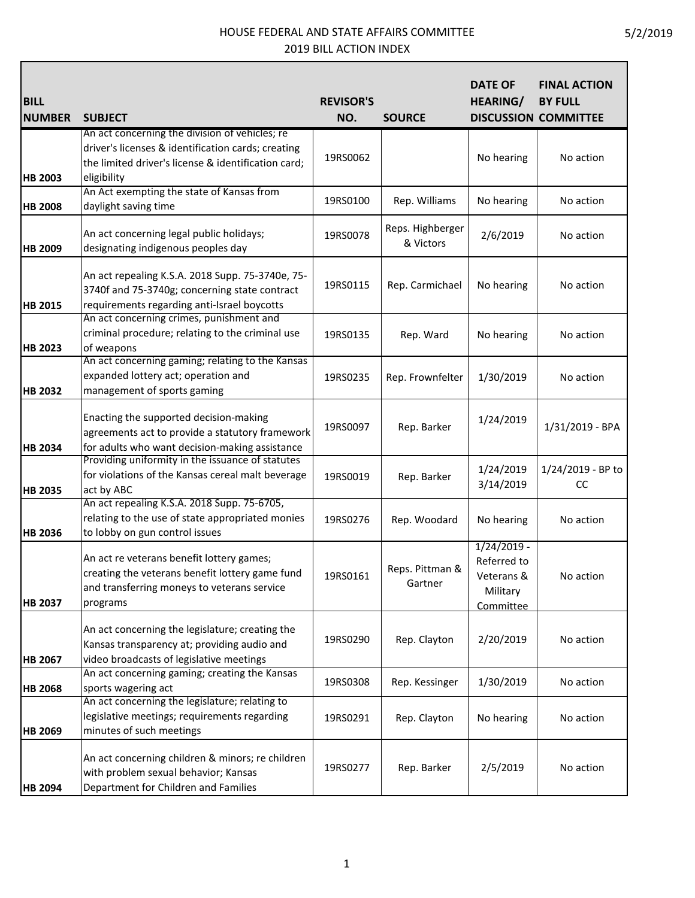# HOUSE FEDERAL AND STATE AFFAIRS COMMITTEE
## 2019 BILL ACTION INDEX

5/2/2019

| BILL NUMBER | SUBJECT | REVISOR'S NO. | SOURCE | DATE OF HEARING/ DISCUSSION | FINAL ACTION BY FULL COMMITTEE |
|---|---|---|---|---|---|
| HB 2003 | An act concerning the division of vehicles; re driver's licenses & identification cards; creating the limited driver's license & identification card; eligibility | 19RS0062 | | No hearing | No action |
| HB 2008 | An Act exempting the state of Kansas from daylight saving time | 19RS0100 | Rep. Williams | No hearing | No action |
| HB 2009 | An act concerning legal public holidays; designating indigenous peoples day | 19RS0078 | Reps. Highberger & Victors | 2/6/2019 | No action |
| HB 2015 | An act repealing K.S.A. 2018 Supp. 75-3740e, 75-3740f and 75-3740g; concerning state contract requirements regarding anti-Israel boycotts | 19RS0115 | Rep. Carmichael | No hearing | No action |
| HB 2023 | An act concerning crimes, punishment and criminal procedure; relating to the criminal use of weapons | 19RS0135 | Rep. Ward | No hearing | No action |
| HB 2032 | An act concerning gaming; relating to the Kansas expanded lottery act; operation and management of sports gaming | 19RS0235 | Rep. Frownfelter | 1/30/2019 | No action |
| HB 2034 | Enacting the supported decision-making agreements act to provide a statutory framework for adults who want decision-making assistance | 19RS0097 | Rep. Barker | 1/24/2019 | 1/31/2019 - BPA |
| HB 2035 | Providing uniformity in the issuance of statutes for violations of the Kansas cereal malt beverage act by ABC | 19RS0019 | Rep. Barker | 1/24/2019 3/14/2019 | 1/24/2019 - BP to CC |
| HB 2036 | An act repealing K.S.A. 2018 Supp. 75-6705, relating to the use of state appropriated monies to lobby on gun control issues | 19RS0276 | Rep. Woodard | No hearing | No action |
| HB 2037 | An act re veterans benefit lottery games; creating the veterans benefit lottery game fund and transferring moneys to veterans service programs | 19RS0161 | Reps. Pittman & Gartner | 1/24/2019 - Referred to Veterans & Military Committee | No action |
| HB 2067 | An act concerning the legislature; creating the Kansas transparency at; providing audio and video broadcasts of legislative meetings | 19RS0290 | Rep. Clayton | 2/20/2019 | No action |
| HB 2068 | An act concerning gaming; creating the Kansas sports wagering act | 19RS0308 | Rep. Kessinger | 1/30/2019 | No action |
| HB 2069 | An act concerning the legislature; relating to legislative meetings; requirements regarding minutes of such meetings | 19RS0291 | Rep. Clayton | No hearing | No action |
| HB 2094 | An act concerning children & minors; re children with problem sexual behavior; Kansas Department for Children and Families | 19RS0277 | Rep. Barker | 2/5/2019 | No action |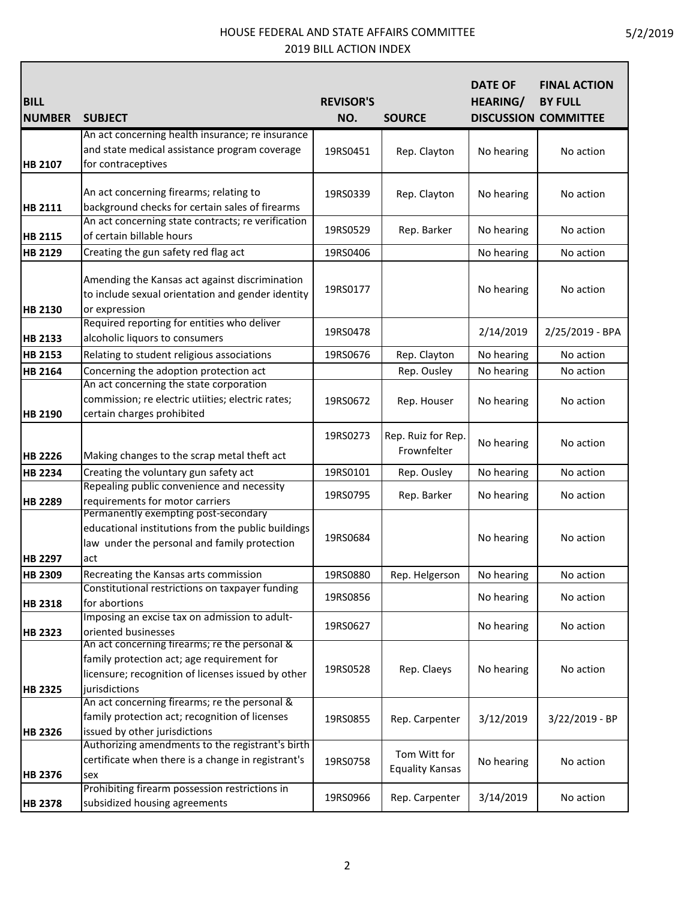| BILL NUMBER | SUBJECT | REVISOR'S NO. | SOURCE | DATE OF HEARING/ DISCUSSION | FINAL ACTION BY FULL COMMITTEE |
|---|---|---|---|---|---|
| HB 2107 | An act concerning health insurance; re insurance and state medical assistance program coverage for contraceptives | 19RS0451 | Rep. Clayton | No hearing | No action |
| HB 2111 | An act concerning firearms; relating to background checks for certain sales of firearms | 19RS0339 | Rep. Clayton | No hearing | No action |
| HB 2115 | An act concerning state contracts; re verification of certain billable hours | 19RS0529 | Rep. Barker | No hearing | No action |
| HB 2129 | Creating the gun safety red flag act | 19RS0406 | | No hearing | No action |
| HB 2130 | Amending the Kansas act against discrimination to include sexual orientation and gender identity or expression | 19RS0177 | | No hearing | No action |
| HB 2133 | Required reporting for entities who deliver alcoholic liquors to consumers | 19RS0478 | | 2/14/2019 | 2/25/2019 - BPA |
| HB 2153 | Relating to student religious associations | 19RS0676 | Rep. Clayton | No hearing | No action |
| HB 2164 | Concerning the adoption protection act | | Rep. Ousley | No hearing | No action |
| HB 2190 | An act concerning the state corporation commission; re electric utiities; electric rates; certain charges prohibited | 19RS0672 | Rep. Houser | No hearing | No action |
| HB 2226 | Making changes to the scrap metal theft act | 19RS0273 | Rep. Ruiz for Rep. Frownfelter | No hearing | No action |
| HB 2234 | Creating the voluntary gun safety act | 19RS0101 | Rep. Ousley | No hearing | No action |
| HB 2289 | Repealing public convenience and necessity requirements for motor carriers | 19RS0795 | Rep. Barker | No hearing | No action |
| HB 2297 | Permanently exempting post-secondary educational institutions from the public buildings law under the personal and family protection act | 19RS0684 | | No hearing | No action |
| HB 2309 | Recreating the Kansas arts commission | 19RS0880 | Rep. Helgerson | No hearing | No action |
| HB 2318 | Constitutional restrictions on taxpayer funding for abortions | 19RS0856 | | No hearing | No action |
| HB 2323 | Imposing an excise tax on admission to adult-oriented businesses | 19RS0627 | | No hearing | No action |
| HB 2325 | An act concerning firearms; re the personal & family protection act; age requirement for licensure; recognition of licenses issued by other jurisdictions | 19RS0528 | Rep. Claeys | No hearing | No action |
| HB 2326 | An act concerning firearms; re the personal & family protection act; recognition of licenses issued by other jurisdictions | 19RS0855 | Rep. Carpenter | 3/12/2019 | 3/22/2019 - BP |
| HB 2376 | Authorizing amendments to the registrant's birth certificate when there is a change in registrant's sex | 19RS0758 | Tom Witt for Equality Kansas | No hearing | No action |
| HB 2378 | Prohibiting firearm possession restrictions in subsidized housing agreements | 19RS0966 | Rep. Carpenter | 3/14/2019 | No action |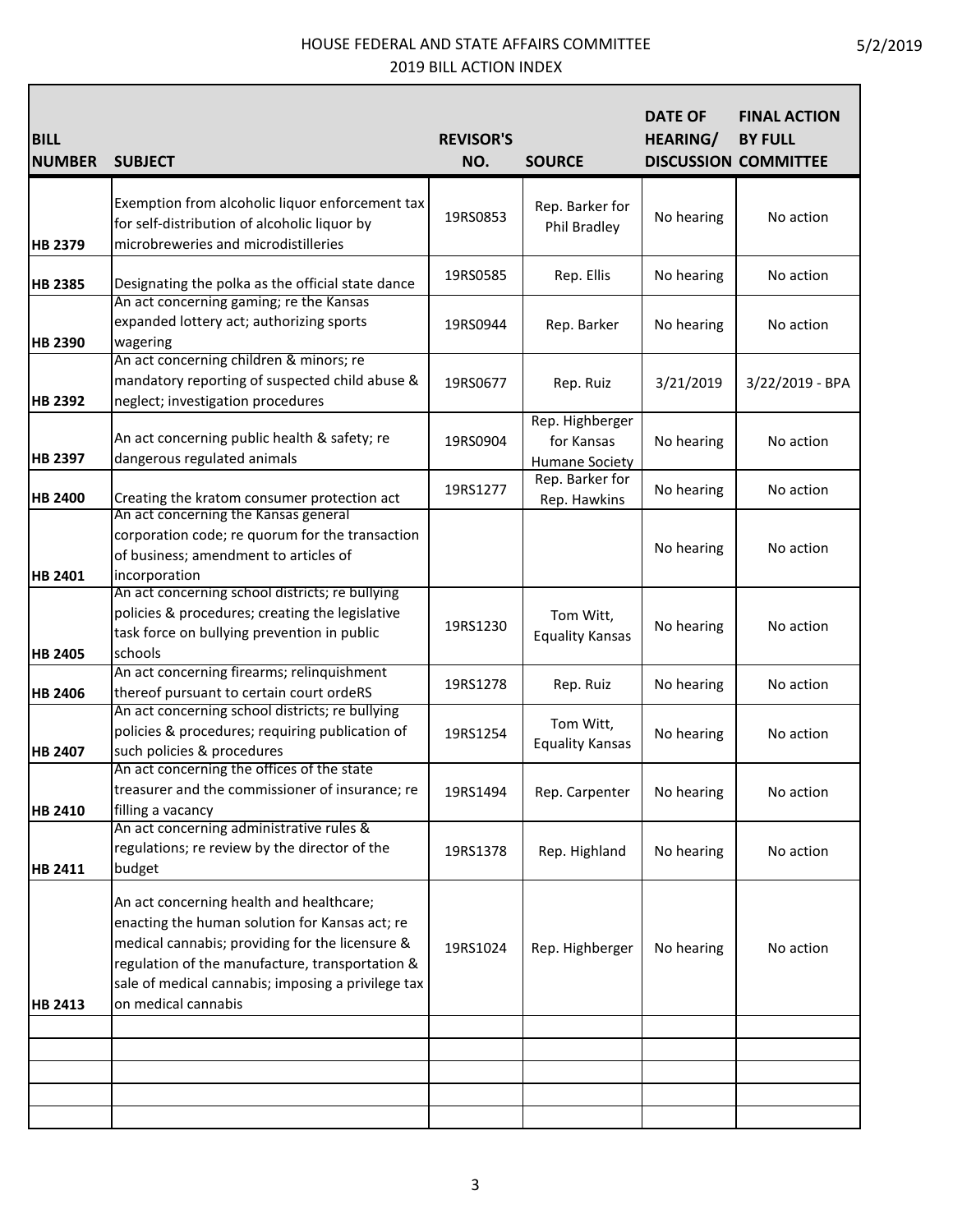# HOUSE FEDERAL AND STATE AFFAIRS COMMITTEE

## 2019 BILL ACTION INDEX

| BILL NUMBER | SUBJECT | REVISOR'S NO. | SOURCE | DATE OF HEARING/ DISCUSSION | FINAL ACTION BY FULL COMMITTEE |
|---|---|---|---|---|---|
| HB 2379 | Exemption from alcoholic liquor enforcement tax for self-distribution of alcoholic liquor by microbreweries and microdistilleries | 19RS0853 | Rep. Barker for Phil Bradley | No hearing | No action |
| HB 2385 | Designating the polka as the official state dance | 19RS0585 | Rep. Ellis | No hearing | No action |
| HB 2390 | An act concerning gaming; re the Kansas expanded lottery act; authorizing sports wagering | 19RS0944 | Rep. Barker | No hearing | No action |
| HB 2392 | An act concerning children & minors; re mandatory reporting of suspected child abuse & neglect; investigation procedures | 19RS0677 | Rep. Ruiz | 3/21/2019 | 3/22/2019 - BPA |
| HB 2397 | An act concerning public health & safety; re dangerous regulated animals | 19RS0904 | Rep. Highberger for Kansas Humane Society | No hearing | No action |
| HB 2400 | Creating the kratom consumer protection act | 19RS1277 | Rep. Barker for Rep. Hawkins | No hearing | No action |
| HB 2401 | An act concerning the Kansas general corporation code; re quorum for the transaction of business; amendment to articles of incorporation | | | No hearing | No action |
| HB 2405 | An act concerning school districts; re bullying policies & procedures; creating the legislative task force on bullying prevention in public schools | 19RS1230 | Tom Witt, Equality Kansas | No hearing | No action |
| HB 2406 | An act concerning firearms; relinquishment thereof pursuant to certain court ordeRS | 19RS1278 | Rep. Ruiz | No hearing | No action |
| HB 2407 | An act concerning school districts; re bullying policies & procedures; requiring publication of such policies & procedures | 19RS1254 | Tom Witt, Equality Kansas | No hearing | No action |
| HB 2410 | An act concerning the offices of the state treasurer and the commissioner of insurance; re filling a vacancy | 19RS1494 | Rep. Carpenter | No hearing | No action |
| HB 2411 | An act concerning administrative rules & regulations; re review by the director of the budget | 19RS1378 | Rep. Highland | No hearing | No action |
| HB 2413 | An act concerning health and healthcare; enacting the human solution for Kansas act; re medical cannabis; providing for the licensure & regulation of the manufacture, transportation & sale of medical cannabis; imposing a privilege tax on medical cannabis | 19RS1024 | Rep. Highberger | No hearing | No action |
| | | | | | |
| | | | | | |
| | | | | | |
| | | | | | |
| | | | | | |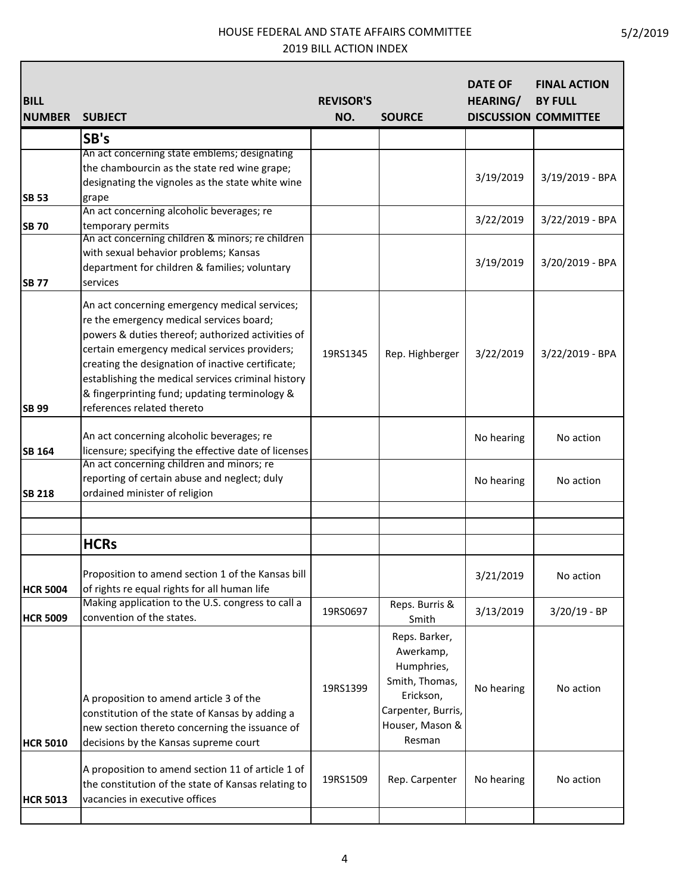# HOUSE FEDERAL AND STATE AFFAIRS COMMITTEE
## 2019 BILL ACTION INDEX

5/2/2019

| BILL NUMBER | SUBJECT | REVISOR'S NO. | SOURCE | DATE OF HEARING/ DISCUSSION | FINAL ACTION BY FULL COMMITTEE |
|---|---|---|---|---|---|
| | **SB's** | | | | |
| **SB 53** | An act concerning state emblems; designating the chambourcin as the state red wine grape; designating the vignoles as the state white wine grape | | | 3/19/2019 | 3/19/2019 - BPA |
| **SB 70** | An act concerning alcoholic beverages; re temporary permits | | | 3/22/2019 | 3/22/2019 - BPA |
| **SB 77** | An act concerning children & minors; re children with sexual behavior problems; Kansas department for children & families; voluntary services | | | 3/19/2019 | 3/20/2019 - BPA |
| **SB 99** | An act concerning emergency medical services; re the emergency medical services board; powers & duties thereof; authorized activities of certain emergency medical services providers; creating the designation of inactive certificate; establishing the medical services criminal history & fingerprinting fund; updating terminology & references related thereto | 19RS1345 | Rep. Highberger | 3/22/2019 | 3/22/2019 - BPA |
| **SB 164** | An act concerning alcoholic beverages; re licensure; specifying the effective date of licenses | | | No hearing | No action |
| **SB 218** | An act concerning children and minors; re reporting of certain abuse and neglect; duly ordained minister of religion | | | No hearing | No action |
| | | | | | |
| | | | | | |
| | **HCRs** | | | | |
| **HCR 5004** | Proposition to amend section 1 of the Kansas bill of rights re equal rights for all human life | | | 3/21/2019 | No action |
| **HCR 5009** | Making application to the U.S. congress to call a convention of the states. | 19RS0697 | Reps. Burris & Smith | 3/13/2019 | 3/20/19 - BP |
| **HCR 5010** | A proposition to amend article 3 of the constitution of the state of Kansas by adding a new section thereto concerning the issuance of decisions by the Kansas supreme court | 19RS1399 | Reps. Barker, Awerkamp, Humphries, Smith, Thomas, Erickson, Carpenter, Burris, Houser, Mason & Resman | No hearing | No action |
| **HCR 5013** | A proposition to amend section 11 of article 1 of the constitution of the state of Kansas relating to vacancies in executive offices | 19RS1509 | Rep. Carpenter | No hearing | No action |
| | | | | | |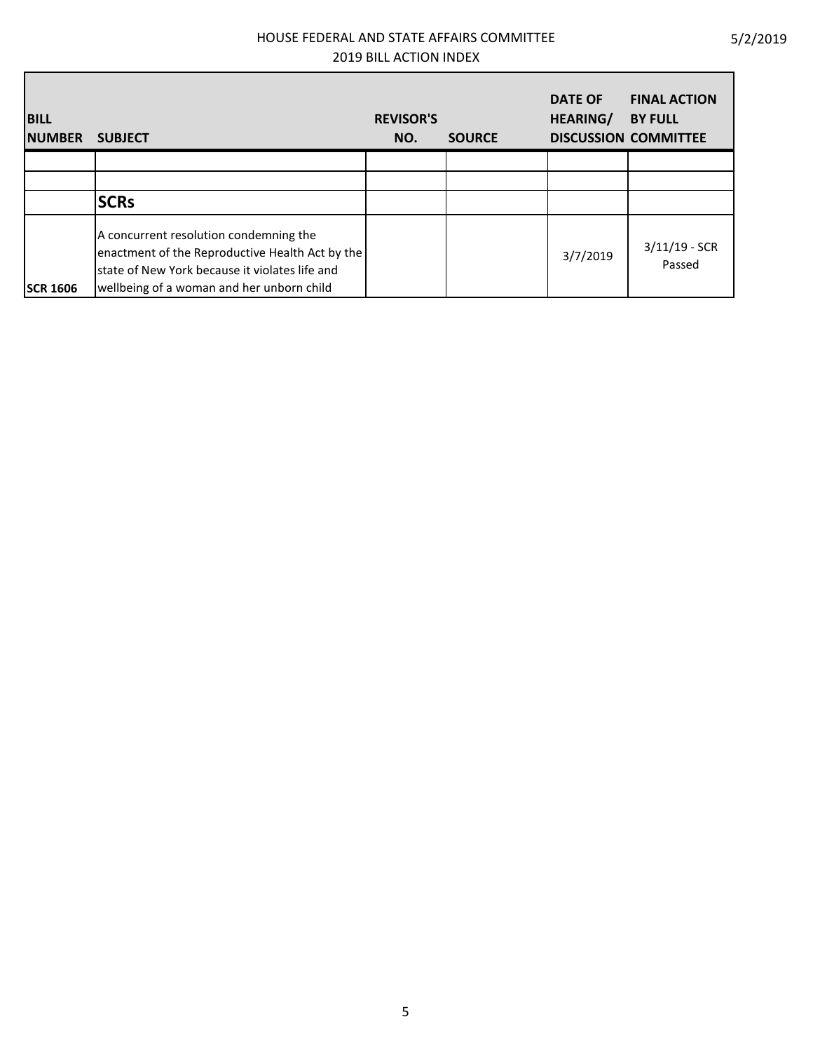| BILL NUMBER | SUBJECT | REVISOR'S NO. | SOURCE | DATE OF HEARING/ DISCUSSION | FINAL ACTION BY FULL COMMITTEE |
|---|---|---|---|---|---|
| | | | | | |
| | | | | | |
| | **SCRs** | | | | |
| **SCR 1606** | A concurrent resolution condemning the enactment of the Reproductive Health Act by the state of New York because it violates life and wellbeing of a woman and her unborn child | | | 3/7/2019 | 3/11/19 - SCR Passed |